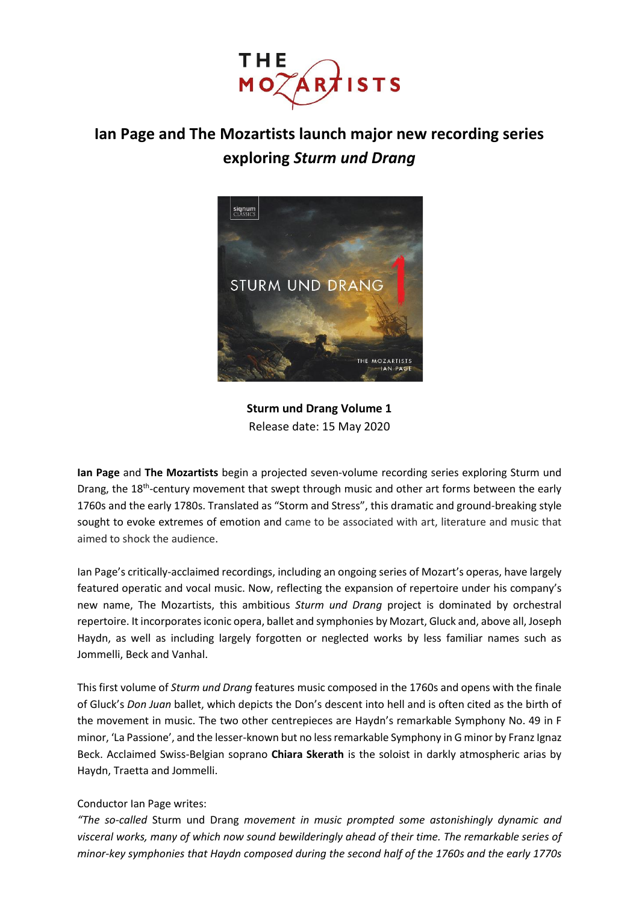# Ian Page and The Mozartists launch major new recording series exploring *Sturm und Drang*

**Sturm und Drang Volume 1**
Release date: 15 May 2020

**Ian Page** and **The Mozartists** begin a projected seven-volume recording series exploring Sturm und Drang, the 18th-century movement that swept through music and other art forms between the early 1760s and the early 1780s. Translated as "Storm and Stress", this dramatic and ground-breaking style sought to evoke extremes of emotion and came to be associated with art, literature and music that aimed to shock the audience.

Ian Page's critically-acclaimed recordings, including an ongoing series of Mozart's operas, have largely featured operatic and vocal music. Now, reflecting the expansion of repertoire under his company's new name, The Mozartists, this ambitious *Sturm und Drang* project is dominated by orchestral repertoire. It incorporates iconic opera, ballet and symphonies by Mozart, Gluck and, above all, Joseph Haydn, as well as including largely forgotten or neglected works by less familiar names such as Jommelli, Beck and Vanhal.

This first volume of *Sturm und Drang* features music composed in the 1760s and opens with the finale of Gluck's *Don Juan* ballet, which depicts the Don's descent into hell and is often cited as the birth of the movement in music. The two other centrepieces are Haydn's remarkable Symphony No. 49 in F minor, 'La Passione', and the lesser-known but no less remarkable Symphony in G minor by Franz Ignaz Beck. Acclaimed Swiss-Belgian soprano **Chiara Skerath** is the soloist in darkly atmospheric arias by Haydn, Traetta and Jommelli.

Conductor Ian Page writes:

*"The so-called* Sturm und Drang *movement in music prompted some astonishingly dynamic and visceral works, many of which now sound bewilderingly ahead of their time. The remarkable series of minor-key symphonies that Haydn composed during the second half of the 1760s and the early 1770s*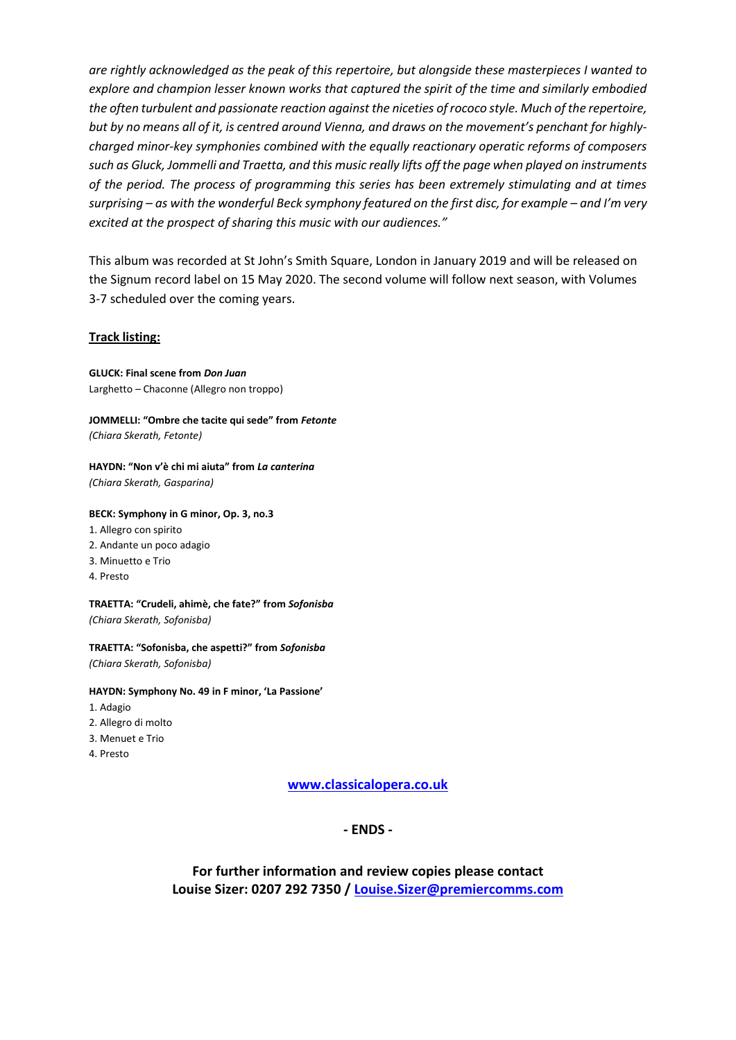*are rightly acknowledged as the peak of this repertoire, but alongside these masterpieces I wanted to explore and champion lesser known works that captured the spirit of the time and similarly embodied the often turbulent and passionate reaction against the niceties of rococo style. Much of the repertoire, but by no means all of it, is centred around Vienna, and draws on the movement's penchant for highly-charged minor-key symphonies combined with the equally reactionary operatic reforms of composers such as Gluck, Jommelli and Traetta, and this music really lifts off the page when played on instruments of the period. The process of programming this series has been extremely stimulating and at times surprising – as with the wonderful Beck symphony featured on the first disc, for example – and I'm very excited at the prospect of sharing this music with our audiences."*

This album was recorded at St John's Smith Square, London in January 2019 and will be released on the Signum record label on 15 May 2020. The second volume will follow next season, with Volumes 3-7 scheduled over the coming years.

**Track listing:**

**GLUCK: Final scene from *Don Juan***
Larghetto – Chaconne (Allegro non troppo)

**JOMMELLI: "Ombre che tacite qui sede" from *Fetonte***
*(Chiara Skerath, Fetonte)*

**HAYDN: "Non v'è chi mi aiuta" from *La canterina***
*(Chiara Skerath, Gasparina)*

**BECK: Symphony in G minor, Op. 3, no.3**
1. Allegro con spirito
2. Andante un poco adagio
3. Minuetto e Trio
4. Presto

**TRAETTA: "Crudeli, ahimè, che fate?" from *Sofonisba***
*(Chiara Skerath, Sofonisba)*

**TRAETTA: "Sofonisba, che aspetti?" from *Sofonisba***
*(Chiara Skerath, Sofonisba)*

**HAYDN: Symphony No. 49 in F minor, 'La Passione'**
1. Adagio
2. Allegro di molto
3. Menuet e Trio
4. Presto

**www.classicalopera.co.uk**

**- ENDS -**

**For further information and review copies please contact**
**Louise Sizer: 0207 292 7350 / Louise.Sizer@premiercomms.com**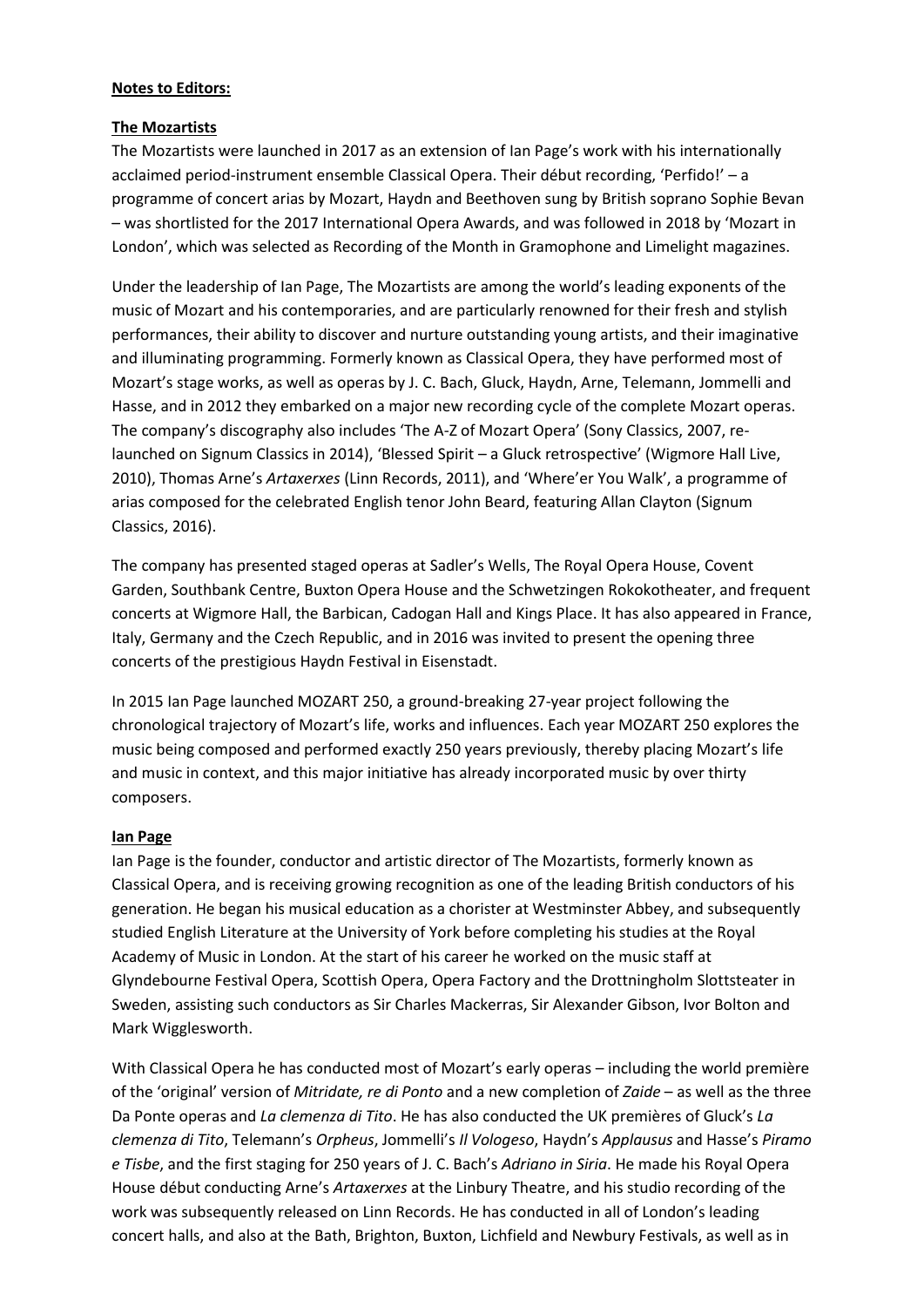**Notes to Editors:**

**The Mozartists**

The Mozartists were launched in 2017 as an extension of Ian Page's work with his internationally acclaimed period-instrument ensemble Classical Opera. Their début recording, 'Perfido!' – a programme of concert arias by Mozart, Haydn and Beethoven sung by British soprano Sophie Bevan – was shortlisted for the 2017 International Opera Awards, and was followed in 2018 by 'Mozart in London', which was selected as Recording of the Month in Gramophone and Limelight magazines.

Under the leadership of Ian Page, The Mozartists are among the world's leading exponents of the music of Mozart and his contemporaries, and are particularly renowned for their fresh and stylish performances, their ability to discover and nurture outstanding young artists, and their imaginative and illuminating programming. Formerly known as Classical Opera, they have performed most of Mozart's stage works, as well as operas by J. C. Bach, Gluck, Haydn, Arne, Telemann, Jommelli and Hasse, and in 2012 they embarked on a major new recording cycle of the complete Mozart operas. The company's discography also includes 'The A-Z of Mozart Opera' (Sony Classics, 2007, re-launched on Signum Classics in 2014), 'Blessed Spirit – a Gluck retrospective' (Wigmore Hall Live, 2010), Thomas Arne's *Artaxerxes* (Linn Records, 2011), and 'Where'er You Walk', a programme of arias composed for the celebrated English tenor John Beard, featuring Allan Clayton (Signum Classics, 2016).

The company has presented staged operas at Sadler's Wells, The Royal Opera House, Covent Garden, Southbank Centre, Buxton Opera House and the Schwetzingen Rokokotheater, and frequent concerts at Wigmore Hall, the Barbican, Cadogan Hall and Kings Place. It has also appeared in France, Italy, Germany and the Czech Republic, and in 2016 was invited to present the opening three concerts of the prestigious Haydn Festival in Eisenstadt.

In 2015 Ian Page launched MOZART 250, a ground-breaking 27-year project following the chronological trajectory of Mozart's life, works and influences. Each year MOZART 250 explores the music being composed and performed exactly 250 years previously, thereby placing Mozart's life and music in context, and this major initiative has already incorporated music by over thirty composers.

**Ian Page**

Ian Page is the founder, conductor and artistic director of The Mozartists, formerly known as Classical Opera, and is receiving growing recognition as one of the leading British conductors of his generation. He began his musical education as a chorister at Westminster Abbey, and subsequently studied English Literature at the University of York before completing his studies at the Royal Academy of Music in London. At the start of his career he worked on the music staff at Glyndebourne Festival Opera, Scottish Opera, Opera Factory and the Drottningholm Slottsteater in Sweden, assisting such conductors as Sir Charles Mackerras, Sir Alexander Gibson, Ivor Bolton and Mark Wigglesworth.

With Classical Opera he has conducted most of Mozart's early operas – including the world première of the 'original' version of *Mitridate, re di Ponto* and a new completion of *Zaide* – as well as the three Da Ponte operas and *La clemenza di Tito*. He has also conducted the UK premières of Gluck's *La clemenza di Tito*, Telemann's *Orpheus*, Jommelli's *Il Vologeso*, Haydn's *Applausus* and Hasse's *Piramo e Tisbe*, and the first staging for 250 years of J. C. Bach's *Adriano in Siria*. He made his Royal Opera House début conducting Arne's *Artaxerxes* at the Linbury Theatre, and his studio recording of the work was subsequently released on Linn Records. He has conducted in all of London's leading concert halls, and also at the Bath, Brighton, Buxton, Lichfield and Newbury Festivals, as well as in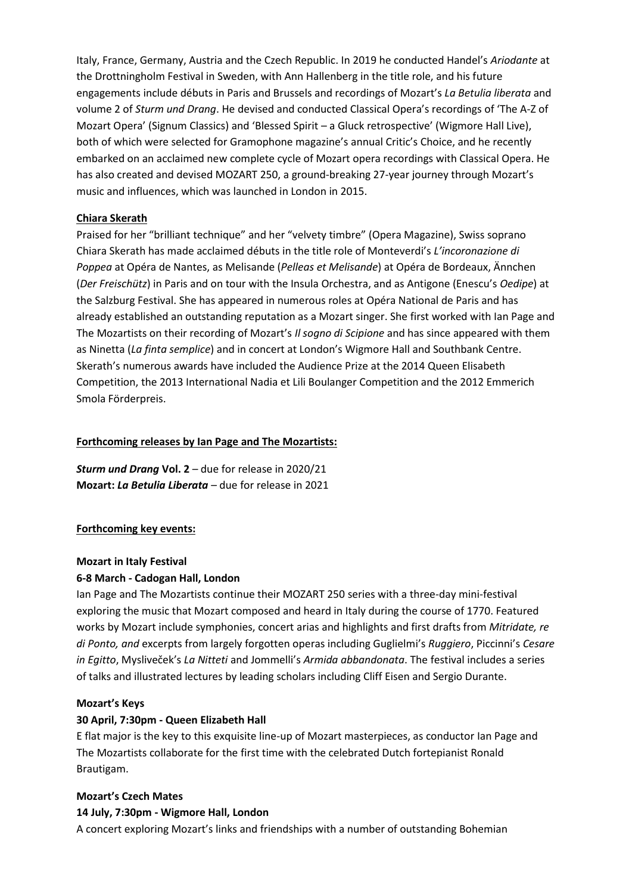Italy, France, Germany, Austria and the Czech Republic. In 2019 he conducted Handel's *Ariodante* at the Drottningholm Festival in Sweden, with Ann Hallenberg in the title role, and his future engagements include débuts in Paris and Brussels and recordings of Mozart's *La Betulia liberata* and volume 2 of *Sturm und Drang*. He devised and conducted Classical Opera's recordings of 'The A-Z of Mozart Opera' (Signum Classics) and 'Blessed Spirit – a Gluck retrospective' (Wigmore Hall Live), both of which were selected for Gramophone magazine's annual Critic's Choice, and he recently embarked on an acclaimed new complete cycle of Mozart opera recordings with Classical Opera. He has also created and devised MOZART 250, a ground-breaking 27-year journey through Mozart's music and influences, which was launched in London in 2015.

**Chiara Skerath**

Praised for her "brilliant technique" and her "velvety timbre" (Opera Magazine), Swiss soprano Chiara Skerath has made acclaimed débuts in the title role of Monteverdi's *L'incoronazione di Poppea* at Opéra de Nantes, as Melisande (*Pelleas et Melisande*) at Opéra de Bordeaux, Ännchen (*Der Freischütz*) in Paris and on tour with the Insula Orchestra, and as Antigone (Enescu's *Oedipe*) at the Salzburg Festival. She has appeared in numerous roles at Opéra National de Paris and has already established an outstanding reputation as a Mozart singer. She first worked with Ian Page and The Mozartists on their recording of Mozart's *Il sogno di Scipione* and has since appeared with them as Ninetta (*La finta semplice*) and in concert at London's Wigmore Hall and Southbank Centre. Skerath's numerous awards have included the Audience Prize at the 2014 Queen Elisabeth Competition, the 2013 International Nadia et Lili Boulanger Competition and the 2012 Emmerich Smola Förderpreis.

**Forthcoming releases by Ian Page and The Mozartists:**

***Sturm und Drang* Vol. 2** – due for release in 2020/21
**Mozart: *La Betulia Liberata*** – due for release in 2021

**Forthcoming key events:**

**Mozart in Italy Festival**

**6-8 March - Cadogan Hall, London**

Ian Page and The Mozartists continue their MOZART 250 series with a three-day mini-festival exploring the music that Mozart composed and heard in Italy during the course of 1770. Featured works by Mozart include symphonies, concert arias and highlights and first drafts from *Mitridate, re di Ponto, and* excerpts from largely forgotten operas including Guglielmi's *Ruggiero*, Piccinni's *Cesare in Egitto*, Mysliveček's *La Nitteti* and Jommelli's *Armida abbandonata*. The festival includes a series of talks and illustrated lectures by leading scholars including Cliff Eisen and Sergio Durante.

**Mozart's Keys**

**30 April, 7:30pm - Queen Elizabeth Hall**

E flat major is the key to this exquisite line-up of Mozart masterpieces, as conductor Ian Page and The Mozartists collaborate for the first time with the celebrated Dutch fortepianist Ronald Brautigam.

**Mozart's Czech Mates**

**14 July, 7:30pm - Wigmore Hall, London**

A concert exploring Mozart's links and friendships with a number of outstanding Bohemian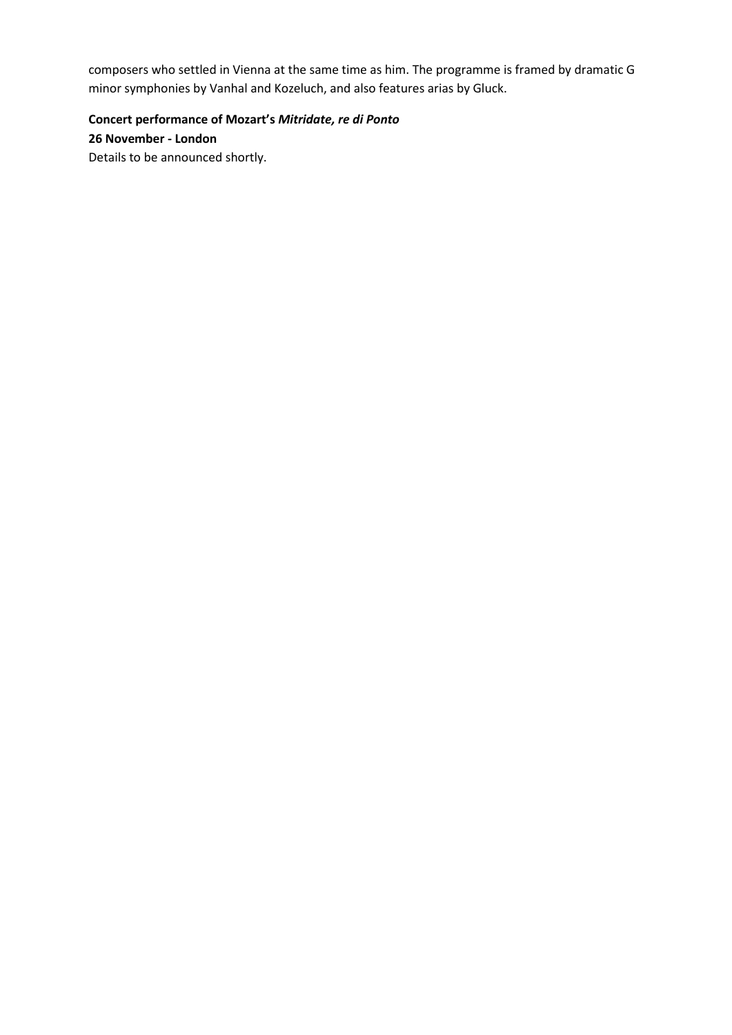composers who settled in Vienna at the same time as him. The programme is framed by dramatic G minor symphonies by Vanhal and Kozeluch, and also features arias by Gluck.

**Concert performance of Mozart's *Mitridate, re di Ponto***
**26 November - London**
Details to be announced shortly.